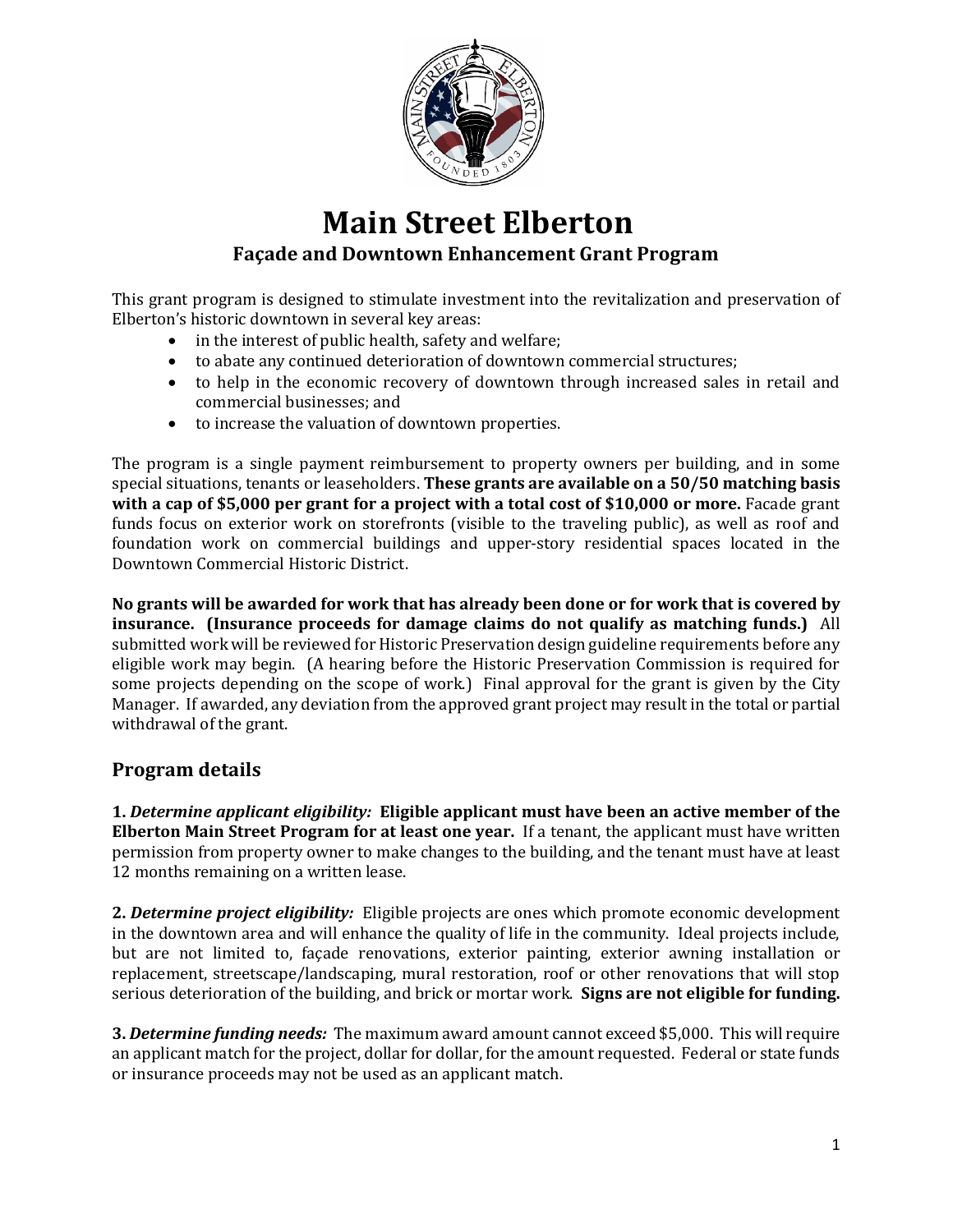# Main Street Elberton

## Façade and Downtown Enhancement Grant Program

This grant program is designed to stimulate investment into the revitalization and preservation of Elberton's historic downtown in several key areas:

- in the interest of public health, safety and welfare;
- to abate any continued deterioration of downtown commercial structures;
- to help in the economic recovery of downtown through increased sales in retail and commercial businesses; and
- to increase the valuation of downtown properties.

The program is a single payment reimbursement to property owners per building, and in some special situations, tenants or leaseholders. **These grants are available on a 50/50 matching basis with a cap of $5,000 per grant for a project with a total cost of $10,000 or more.** Facade grant funds focus on exterior work on storefronts (visible to the traveling public), as well as roof and foundation work on commercial buildings and upper-story residential spaces located in the Downtown Commercial Historic District.

**No grants will be awarded for work that has already been done or for work that is covered by insurance. (Insurance proceeds for damage claims do not qualify as matching funds.)** All submitted work will be reviewed for Historic Preservation design guideline requirements before any eligible work may begin. (A hearing before the Historic Preservation Commission is required for some projects depending on the scope of work.) Final approval for the grant is given by the City Manager. If awarded, any deviation from the approved grant project may result in the total or partial withdrawal of the grant.

## Program details

**1. *Determine applicant eligibility:* Eligible applicant must have been an active member of the Elberton Main Street Program for at least one year.** If a tenant, the applicant must have written permission from property owner to make changes to the building, and the tenant must have at least 12 months remaining on a written lease.

**2. *Determine project eligibility:*** Eligible projects are ones which promote economic development in the downtown area and will enhance the quality of life in the community. Ideal projects include, but are not limited to, façade renovations, exterior painting, exterior awning installation or replacement, streetscape/landscaping, mural restoration, roof or other renovations that will stop serious deterioration of the building, and brick or mortar work. **Signs are not eligible for funding.**

**3. *Determine funding needs:*** The maximum award amount cannot exceed $5,000. This will require an applicant match for the project, dollar for dollar, for the amount requested. Federal or state funds or insurance proceeds may not be used as an applicant match.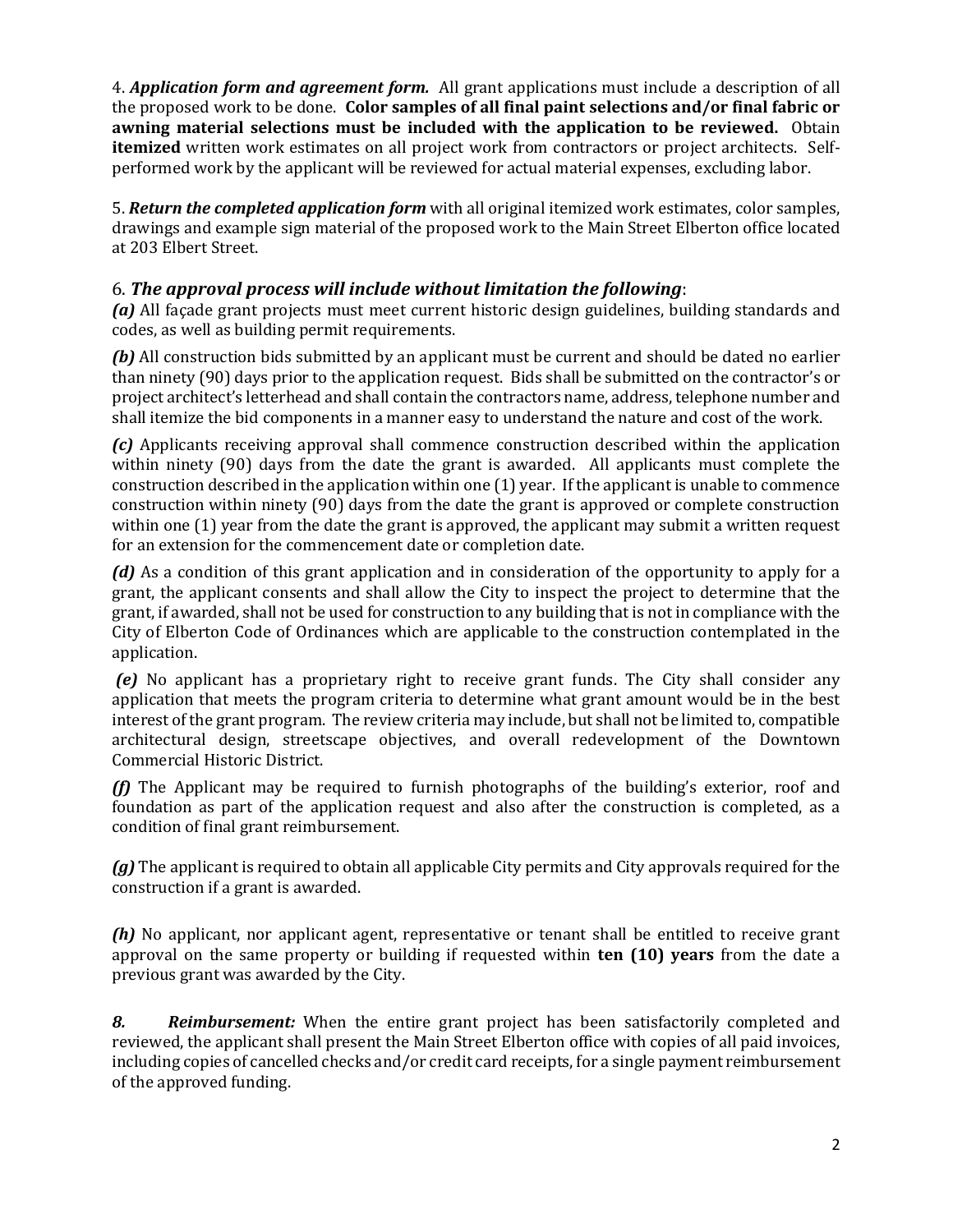4. ***Application form and agreement form.*** All grant applications must include a description of all the proposed work to be done. **Color samples of all final paint selections and/or final fabric or awning material selections must be included with the application to be reviewed.** Obtain **itemized** written work estimates on all project work from contractors or project architects. Self-performed work by the applicant will be reviewed for actual material expenses, excluding labor.

5. ***Return the completed application form*** with all original itemized work estimates, color samples, drawings and example sign material of the proposed work to the Main Street Elberton office located at 203 Elbert Street.

### 6. *The approval process will include without limitation the following*:

***(a)*** All façade grant projects must meet current historic design guidelines, building standards and codes, as well as building permit requirements.

***(b)*** All construction bids submitted by an applicant must be current and should be dated no earlier than ninety (90) days prior to the application request. Bids shall be submitted on the contractor's or project architect's letterhead and shall contain the contractors name, address, telephone number and shall itemize the bid components in a manner easy to understand the nature and cost of the work.

***(c)*** Applicants receiving approval shall commence construction described within the application within ninety (90) days from the date the grant is awarded. All applicants must complete the construction described in the application within one (1) year. If the applicant is unable to commence construction within ninety (90) days from the date the grant is approved or complete construction within one (1) year from the date the grant is approved, the applicant may submit a written request for an extension for the commencement date or completion date.

***(d)*** As a condition of this grant application and in consideration of the opportunity to apply for a grant, the applicant consents and shall allow the City to inspect the project to determine that the grant, if awarded, shall not be used for construction to any building that is not in compliance with the City of Elberton Code of Ordinances which are applicable to the construction contemplated in the application.

***(e)*** No applicant has a proprietary right to receive grant funds. The City shall consider any application that meets the program criteria to determine what grant amount would be in the best interest of the grant program. The review criteria may include, but shall not be limited to, compatible architectural design, streetscape objectives, and overall redevelopment of the Downtown Commercial Historic District.

***(f)*** The Applicant may be required to furnish photographs of the building's exterior, roof and foundation as part of the application request and also after the construction is completed, as a condition of final grant reimbursement.

***(g)*** The applicant is required to obtain all applicable City permits and City approvals required for the construction if a grant is awarded.

***(h)*** No applicant, nor applicant agent, representative or tenant shall be entitled to receive grant approval on the same property or building if requested within **ten (10) years** from the date a previous grant was awarded by the City.

***8. Reimbursement:*** When the entire grant project has been satisfactorily completed and reviewed, the applicant shall present the Main Street Elberton office with copies of all paid invoices, including copies of cancelled checks and/or credit card receipts, for a single payment reimbursement of the approved funding.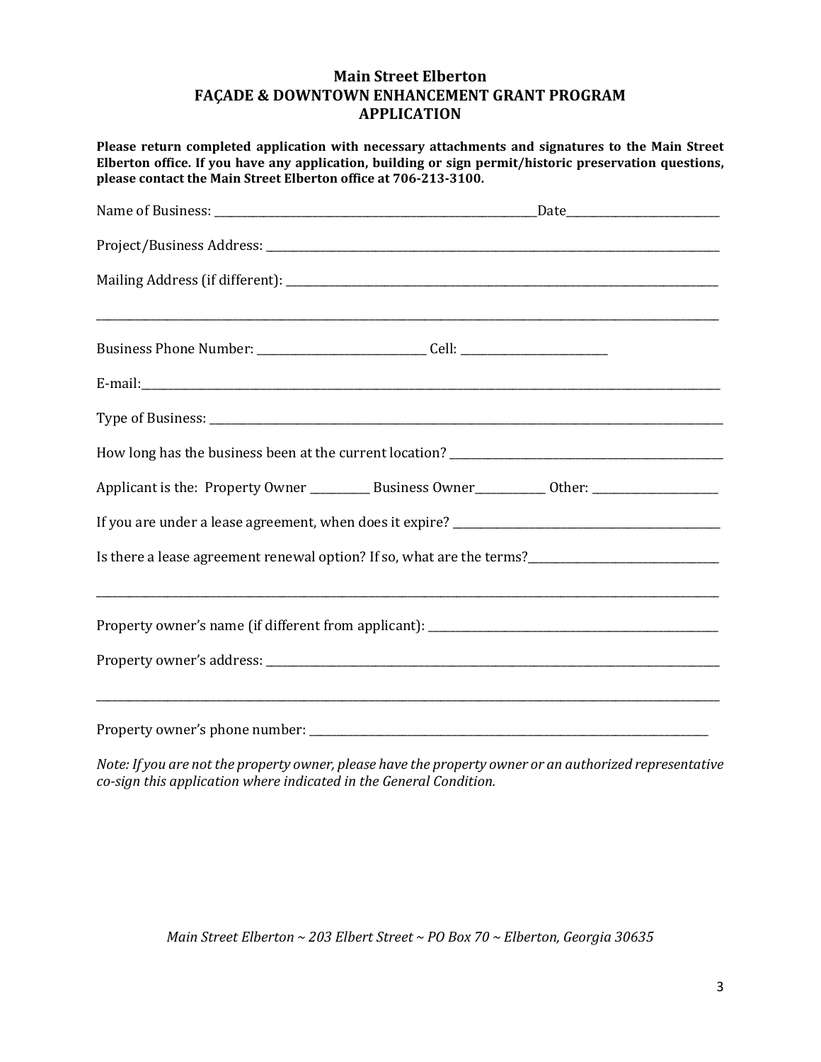# Main Street Elberton
## FAÇADE & DOWNTOWN ENHANCEMENT GRANT PROGRAM
## APPLICATION

**Please return completed application with necessary attachments and signatures to the Main Street Elberton office. If you have any application, building or sign permit/historic preservation questions, please contact the Main Street Elberton office at 706-213-3100.**

Name of Business: ______________________________________________________________Date____________________________

Project/Business Address: _______________________________________________________________________________________

Mailing Address (if different): ___________________________________________________________________________________

___________________________________________________________________________________________________________

Business Phone Number: ______________________________ Cell: _________________________

E-mail:______________________________________________________________________________________________________

Type of Business: _____________________________________________________________________________________________

How long has the business been at the current location? ________________________________________________

Applicant is the: Property Owner __________ Business Owner____________ Other: _____________________

If you are under a lease agreement, when does it expire? _______________________________________________

Is there a lease agreement renewal option? If so, what are the terms?__________________________________

___________________________________________________________________________________________________________

Property owner's name (if different from applicant): _____________________________________________________

Property owner's address: _______________________________________________________________________________________

___________________________________________________________________________________________________________

Property owner's phone number: ____________________________________________________________________________

*Note: If you are not the property owner, please have the property owner or an authorized representative co-sign this application where indicated in the General Condition.*

*Main Street Elberton ~ 203 Elbert Street ~ PO Box 70 ~ Elberton, Georgia 30635*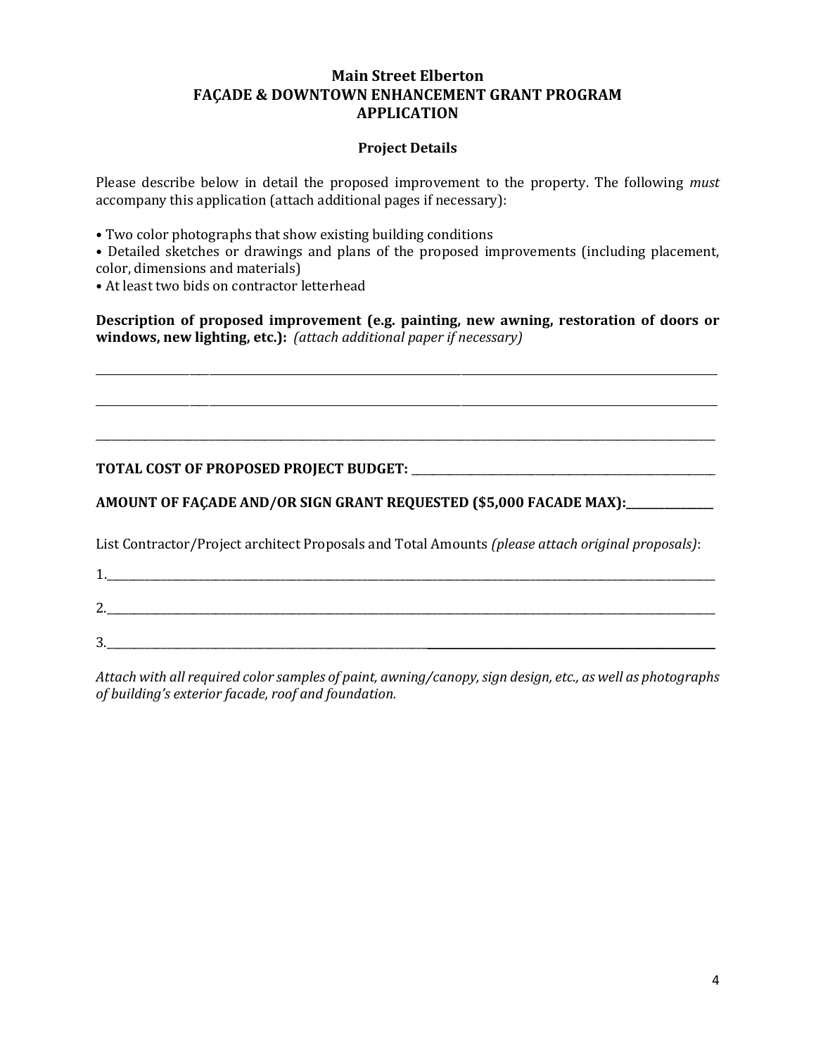**Main Street Elberton**
**FAÇADE & DOWNTOWN ENHANCEMENT GRANT PROGRAM**
**APPLICATION**

**Project Details**

Please describe below in detail the proposed improvement to the property. The following *must* accompany this application (attach additional pages if necessary):

- Two color photographs that show existing building conditions
- Detailed sketches or drawings and plans of the proposed improvements (including placement, color, dimensions and materials)
- At least two bids on contractor letterhead

**Description of proposed improvement (e.g. painting, new awning, restoration of doors or windows, new lighting, etc.):** *(attach additional paper if necessary)*

______________________________________________________________________________

______________________________________________________________________________

______________________________________________________________________________

**TOTAL COST OF PROPOSED PROJECT BUDGET:** ______________________________

**AMOUNT OF FAÇADE AND/OR SIGN GRANT REQUESTED ($5,000 FACADE MAX):**__________

List Contractor/Project architect Proposals and Total Amounts *(please attach original proposals)*:

1.____________________________________________________________________________

2.____________________________________________________________________________

3.____________________________________________________________________________

*Attach with all required color samples of paint, awning/canopy, sign design, etc., as well as photographs of building's exterior facade, roof and foundation.*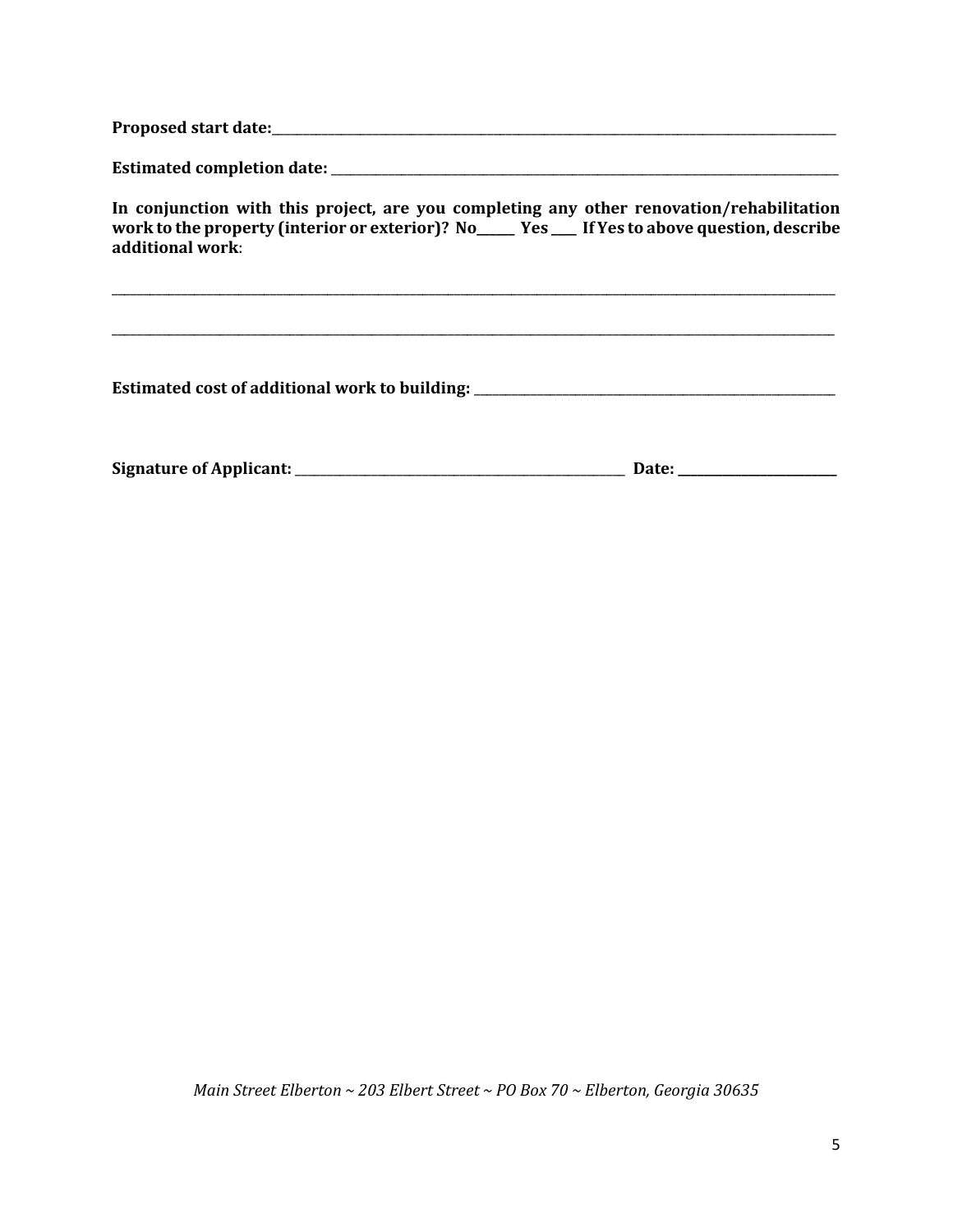**Proposed start date:**\_\_\_\_\_\_\_\_\_\_\_\_\_\_\_\_\_\_\_\_\_\_\_\_\_\_\_\_\_\_\_\_\_\_\_\_\_\_\_\_\_\_\_\_\_\_\_\_\_\_\_\_

**Estimated completion date:** \_\_\_\_\_\_\_\_\_\_\_\_\_\_\_\_\_\_\_\_\_\_\_\_\_\_\_\_\_\_\_\_\_\_\_\_\_\_\_\_\_\_\_\_\_\_\_\_

**In conjunction with this project, are you completing any other renovation/rehabilitation work to the property (interior or exterior)? No\_\_\_\_\_\_ Yes \_\_\_\_ If Yes to above question, describe additional work**:

\_\_\_\_\_\_\_\_\_\_\_\_\_\_\_\_\_\_\_\_\_\_\_\_\_\_\_\_\_\_\_\_\_\_\_\_\_\_\_\_\_\_\_\_\_\_\_\_\_\_\_\_\_\_\_\_\_\_\_\_\_\_\_\_\_\_\_\_\_\_\_\_\_\_\_\_

\_\_\_\_\_\_\_\_\_\_\_\_\_\_\_\_\_\_\_\_\_\_\_\_\_\_\_\_\_\_\_\_\_\_\_\_\_\_\_\_\_\_\_\_\_\_\_\_\_\_\_\_\_\_\_\_\_\_\_\_\_\_\_\_\_\_\_\_\_\_\_\_\_\_\_\_

**Estimated cost of additional work to building:** \_\_\_\_\_\_\_\_\_\_\_\_\_\_\_\_\_\_\_\_\_\_\_\_\_\_\_\_\_\_\_\_\_\_\_\_

**Signature of Applicant:** \_\_\_\_\_\_\_\_\_\_\_\_\_\_\_\_\_\_\_\_\_\_\_\_\_\_\_\_\_\_\_\_\_\_\_\_ **Date:** \_\_\_\_\_\_\_\_\_\_\_\_\_\_\_\_

*Main Street Elberton ~ 203 Elbert Street ~ PO Box 70 ~ Elberton, Georgia 30635*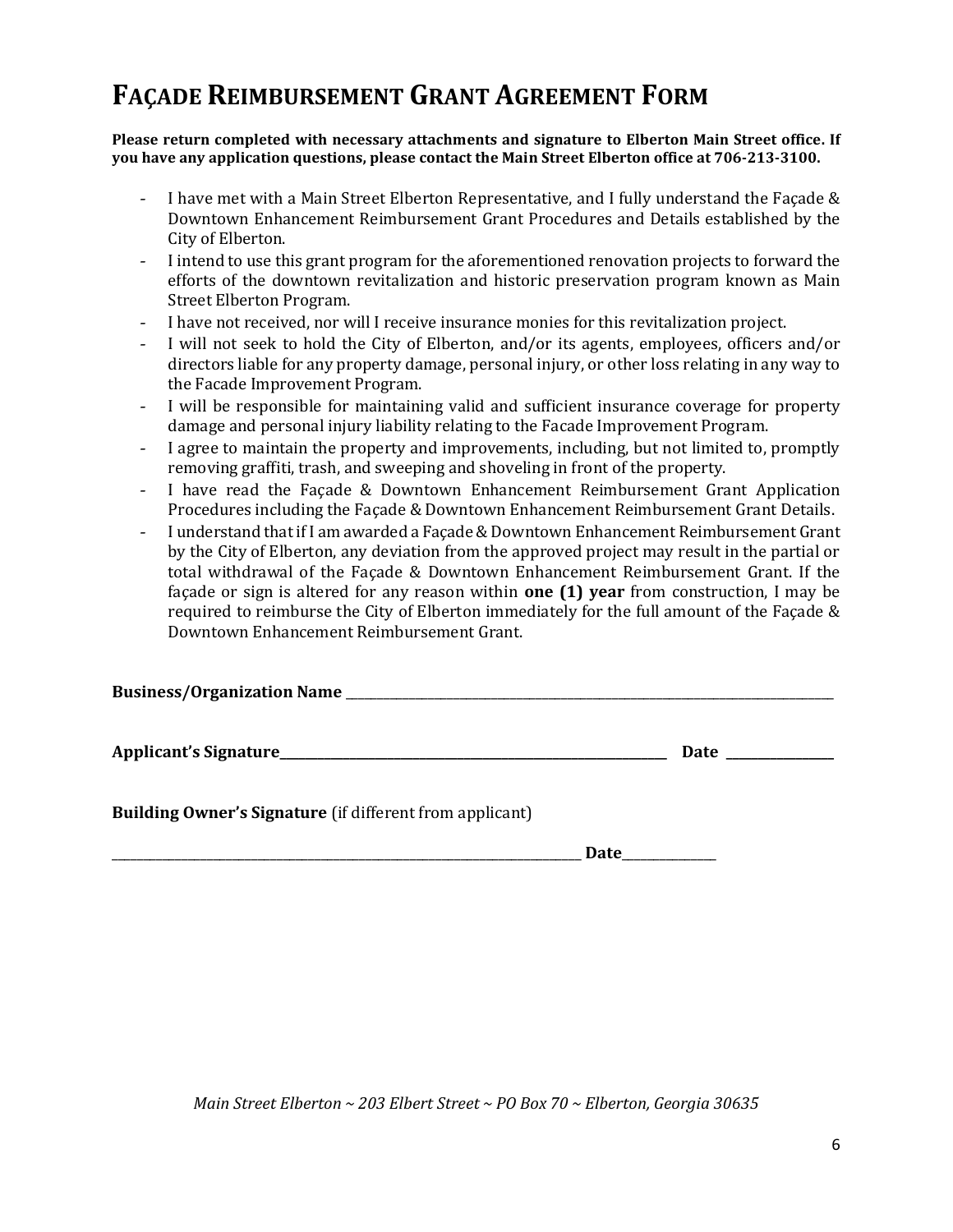# Façade Reimbursement Grant Agreement Form

**Please return completed with necessary attachments and signature to Elberton Main Street office. If you have any application questions, please contact the Main Street Elberton office at 706-213-3100.**

- I have met with a Main Street Elberton Representative, and I fully understand the Façade & Downtown Enhancement Reimbursement Grant Procedures and Details established by the City of Elberton.
- I intend to use this grant program for the aforementioned renovation projects to forward the efforts of the downtown revitalization and historic preservation program known as Main Street Elberton Program.
- I have not received, nor will I receive insurance monies for this revitalization project.
- I will not seek to hold the City of Elberton, and/or its agents, employees, officers and/or directors liable for any property damage, personal injury, or other loss relating in any way to the Facade Improvement Program.
- I will be responsible for maintaining valid and sufficient insurance coverage for property damage and personal injury liability relating to the Facade Improvement Program.
- I agree to maintain the property and improvements, including, but not limited to, promptly removing graffiti, trash, and sweeping and shoveling in front of the property.
- I have read the Façade & Downtown Enhancement Reimbursement Grant Application Procedures including the Façade & Downtown Enhancement Reimbursement Grant Details.
- I understand that if I am awarded a Façade & Downtown Enhancement Reimbursement Grant by the City of Elberton, any deviation from the approved project may result in the partial or total withdrawal of the Façade & Downtown Enhancement Reimbursement Grant. If the façade or sign is altered for any reason within **one (1) year** from construction, I may be required to reimburse the City of Elberton immediately for the full amount of the Façade & Downtown Enhancement Reimbursement Grant.

**Business/Organization Name** ______________________________________________

**Applicant's Signature**______________________________________________ **Date** ____________

**Building Owner's Signature** (if different from applicant)

______________________________________________ **Date**____________

*Main Street Elberton ~ 203 Elbert Street ~ PO Box 70 ~ Elberton, Georgia 30635*